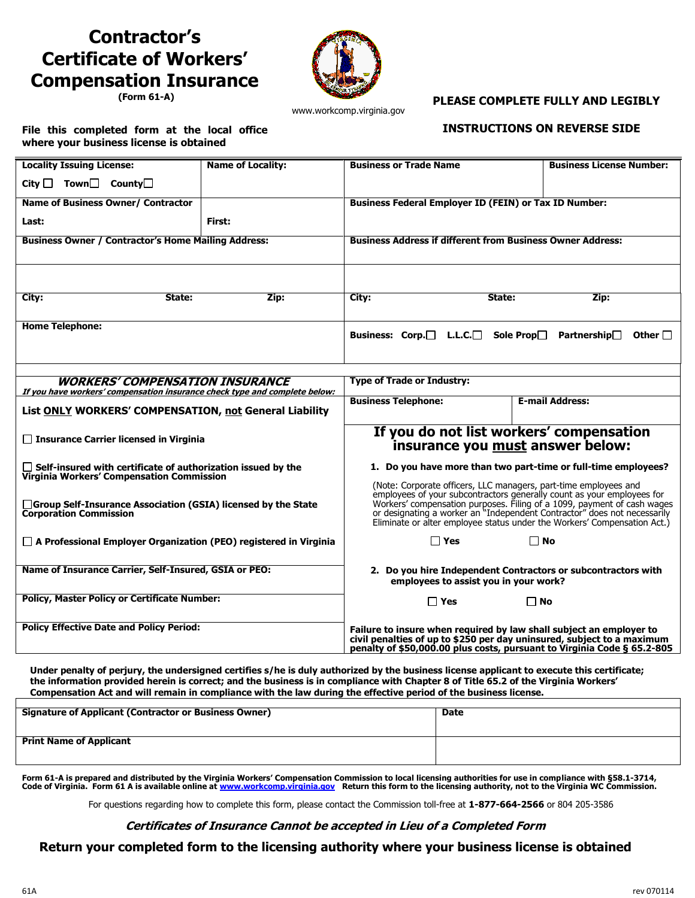# Contractor's Certificate of Workers' Compensation Insurance

**(Form 61-A)**

www.workcomp.virginia.gov

**PLEASE COMPLETE FULLY AND LEGIBLY**

**File this completed form at the local office where your business license is obtained**

**INSTRUCTIONS ON REVERSE SIDE**

| **Locality Issuing License:** City ☐ Town ☐ County ☐ | **Name of Locality:** | **Business or Trade Name** | **Business License Number:** |
|---|---|---|---|
| **Name of Business Owner/ Contractor** Last: | **First:** | **Business Federal Employer ID (FEIN) or Tax ID Number:** | |
| **Business Owner / Contractor's Home Mailing Address:** | | **Business Address if different from Business Owner Address:** | |
| **City:** **State:** | **Zip:** | **City:** **State:** | **Zip:** |
| **Home Telephone:** | | **Business:** Corp.☐ L.L.C.☐ Sole Prop☐ Partnership☐ Other ☐ | |

| ***WORKERS' COMPENSATION INSURANCE*** *If you have workers' compensation insurance check type and complete below:* | **Type of Trade or Industry:** | |
|---|---|---|
| **List ONLY WORKERS' COMPENSATION, not General Liability** | **Business Telephone:** | **E-mail Address:** |
| ☐ **Insurance Carrier licensed in Virginia** | **If you do not list workers' compensation insurance you must answer below:** | |
| ☐ **Self-insured with certificate of authorization issued by the Virginia Workers' Compensation Commission** | **1. Do you have more than two part-time or full-time employees?** (Note: Corporate officers, LLC managers, part-time employees and employees of your subcontractors generally count as your employees for Workers' compensation purposes. Filing of a 1099, payment of cash wages or designating a worker an "Independent Contractor" does not necessarily Eliminate or alter employee status under the Workers' Compensation Act.) | |
| ☐ **Group Self-Insurance Association (GSIA) licensed by the State Corporation Commission** | | |
| ☐ **A Professional Employer Organization (PEO) registered in Virginia** | ☐ Yes ☐ No | |
| **Name of Insurance Carrier, Self-Insured, GSIA or PEO:** | **2. Do you hire Independent Contractors or subcontractors with employees to assist you in your work?** | |
| **Policy, Master Policy or Certificate Number:** | ☐ Yes ☐ No | |
| **Policy Effective Date and Policy Period:** | **Failure to insure when required by law shall subject an employer to civil penalties of up to $250 per day uninsured, subject to a maximum penalty of $50,000.00 plus costs, pursuant to Virginia Code § 65.2-805** | |

**Under penalty of perjury, the undersigned certifies s/he is duly authorized by the business license applicant to execute this certificate; the information provided herein is correct; and the business is in compliance with Chapter 8 of Title 65.2 of the Virginia Workers' Compensation Act and will remain in compliance with the law during the effective period of the business license.**

| **Signature of Applicant (Contractor or Business Owner)** | **Date** |
|---|---|
| **Print Name of Applicant** | |

**Form 61-A is prepared and distributed by the Virginia Workers' Compensation Commission to local licensing authorities for use in compliance with §58.1-3714, Code of Virginia. Form 61 A is available online at www.workcomp.virginia.gov Return this form to the licensing authority, not to the Virginia WC Commission.**

For questions regarding how to complete this form, please contact the Commission toll-free at **1-877-664-2566** or 804 205-3586

***Certificates of Insurance Cannot be accepted in Lieu of a Completed Form***

**Return your completed form to the licensing authority where your business license is obtained**

61A rev 070114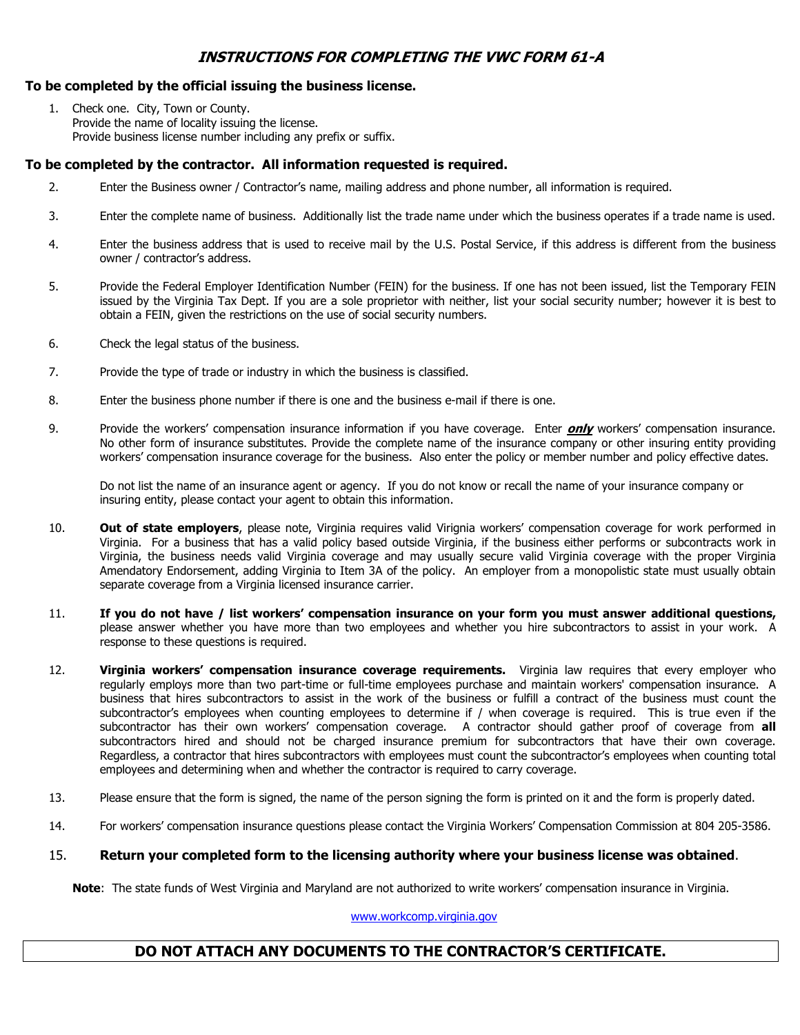# *INSTRUCTIONS FOR COMPLETING THE VWC FORM 61-A*

**To be completed by the official issuing the business license.**

1. Check one. City, Town or County.
   Provide the name of locality issuing the license.
   Provide business license number including any prefix or suffix.

**To be completed by the contractor. All information requested is required.**

2. Enter the Business owner / Contractor's name, mailing address and phone number, all information is required.

3. Enter the complete name of business. Additionally list the trade name under which the business operates if a trade name is used.

4. Enter the business address that is used to receive mail by the U.S. Postal Service, if this address is different from the business owner / contractor's address.

5. Provide the Federal Employer Identification Number (FEIN) for the business. If one has not been issued, list the Temporary FEIN issued by the Virginia Tax Dept. If you are a sole proprietor with neither, list your social security number; however it is best to obtain a FEIN, given the restrictions on the use of social security numbers.

6. Check the legal status of the business.

7. Provide the type of trade or industry in which the business is classified.

8. Enter the business phone number if there is one and the business e-mail if there is one.

9. Provide the workers' compensation insurance information if you have coverage. Enter ***only*** workers' compensation insurance. No other form of insurance substitutes. Provide the complete name of the insurance company or other insuring entity providing workers' compensation insurance coverage for the business. Also enter the policy or member number and policy effective dates.

   Do not list the name of an insurance agent or agency. If you do not know or recall the name of your insurance company or insuring entity, please contact your agent to obtain this information.

10. **Out of state employers**, please note, Virginia requires valid Virginia workers' compensation coverage for work performed in Virginia. For a business that has a valid policy based outside Virginia, if the business either performs or subcontracts work in Virginia, the business needs valid Virginia coverage and may usually secure valid Virginia coverage with the proper Virginia Amendatory Endorsement, adding Virginia to Item 3A of the policy. An employer from a monopolistic state must usually obtain separate coverage from a Virginia licensed insurance carrier.

11. **If you do not have / list workers' compensation insurance on your form you must answer additional questions,** please answer whether you have more than two employees and whether you hire subcontractors to assist in your work. A response to these questions is required.

12. **Virginia workers' compensation insurance coverage requirements.** Virginia law requires that every employer who regularly employs more than two part-time or full-time employees purchase and maintain workers' compensation insurance. A business that hires subcontractors to assist in the work of the business or fulfill a contract of the business must count the subcontractor's employees when counting employees to determine if / when coverage is required. This is true even if the subcontractor has their own workers' compensation coverage. A contractor should gather proof of coverage from **all** subcontractors hired and should not be charged insurance premium for subcontractors that have their own coverage. Regardless, a contractor that hires subcontractors with employees must count the subcontractor's employees when counting total employees and determining when and whether the contractor is required to carry coverage.

13. Please ensure that the form is signed, the name of the person signing the form is printed on it and the form is properly dated.

14. For workers' compensation insurance questions please contact the Virginia Workers' Compensation Commission at 804 205-3586.

15. **Return your completed form to the licensing authority where your business license was obtained**.

**Note**: The state funds of West Virginia and Maryland are not authorized to write workers' compensation insurance in Virginia.

www.workcomp.virginia.gov

**DO NOT ATTACH ANY DOCUMENTS TO THE CONTRACTOR'S CERTIFICATE.**